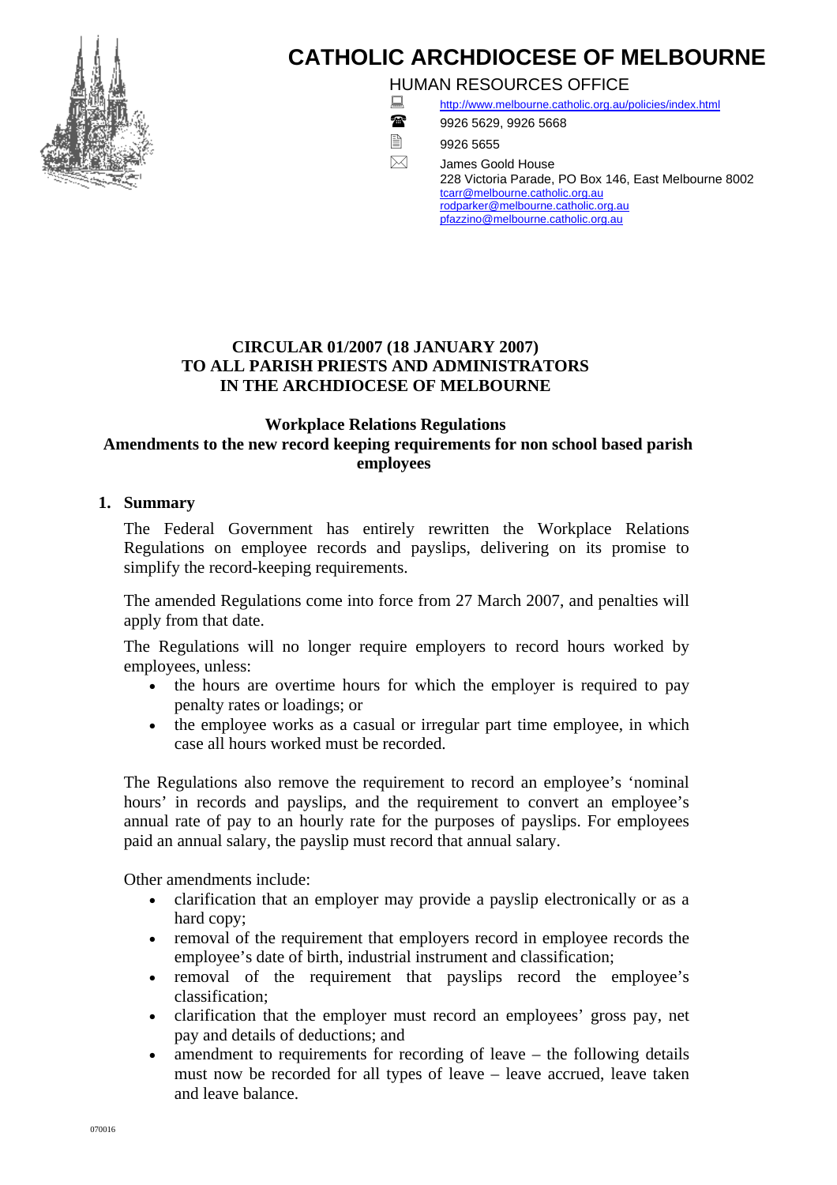# CATHOLIC ARCHDIOCESE OF MELBOURNE

HUMAN RESOURCES OFFICE

http://www.melbourne.catholic.org.au/policies/index.html

9926 5629, 9926 5668

9926 5655

James Goold House
228 Victoria Parade, PO Box 146, East Melbourne 8002
tcarr@melbourne.catholic.org.au
rodparker@melbourne.catholic.org.au
pfazzino@melbourne.catholic.org.au

**CIRCULAR 01/2007 (18 JANUARY 2007)**
**TO ALL PARISH PRIESTS AND ADMINISTRATORS**
**IN THE ARCHDIOCESE OF MELBOURNE**

## Workplace Relations Regulations
## Amendments to the new record keeping requirements for non school based parish employees

### 1. Summary

The Federal Government has entirely rewritten the Workplace Relations Regulations on employee records and payslips, delivering on its promise to simplify the record-keeping requirements.

The amended Regulations come into force from 27 March 2007, and penalties will apply from that date.

The Regulations will no longer require employers to record hours worked by employees, unless:

- the hours are overtime hours for which the employer is required to pay penalty rates or loadings; or
- the employee works as a casual or irregular part time employee, in which case all hours worked must be recorded.

The Regulations also remove the requirement to record an employee's 'nominal hours' in records and payslips, and the requirement to convert an employee's annual rate of pay to an hourly rate for the purposes of payslips. For employees paid an annual salary, the payslip must record that annual salary.

Other amendments include:

- clarification that an employer may provide a payslip electronically or as a hard copy;
- removal of the requirement that employers record in employee records the employee's date of birth, industrial instrument and classification;
- removal of the requirement that payslips record the employee's classification;
- clarification that the employer must record an employees' gross pay, net pay and details of deductions; and
- amendment to requirements for recording of leave – the following details must now be recorded for all types of leave – leave accrued, leave taken and leave balance.

070016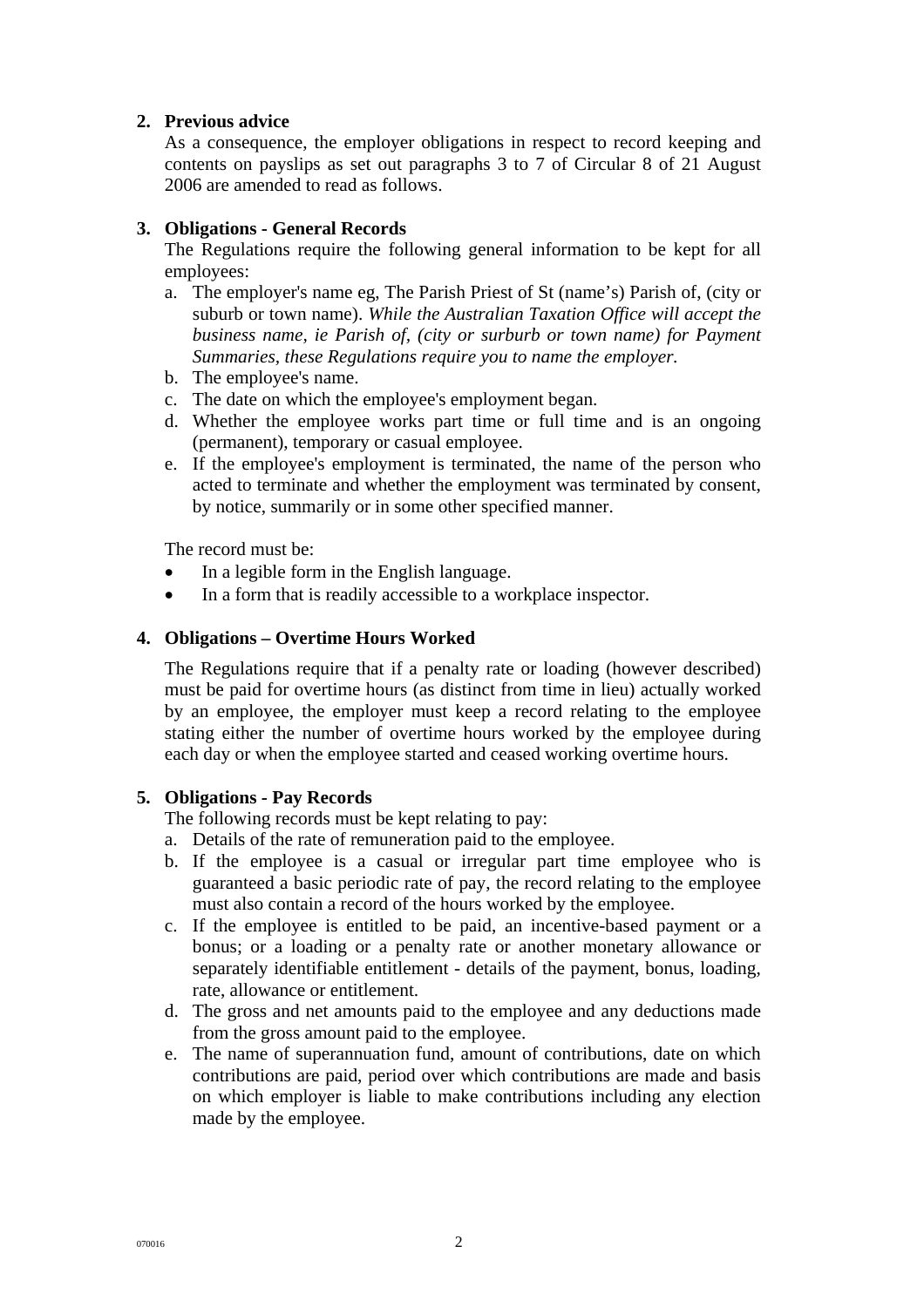## 2. Previous advice

As a consequence, the employer obligations in respect to record keeping and contents on payslips as set out paragraphs 3 to 7 of Circular 8 of 21 August 2006 are amended to read as follows.

## 3. Obligations - General Records

The Regulations require the following general information to be kept for all employees:

a. The employer's name eg, The Parish Priest of St (name's) Parish of, (city or suburb or town name). *While the Australian Taxation Office will accept the business name, ie Parish of, (city or surburb or town name) for Payment Summaries, these Regulations require you to name the employer.*
b. The employee's name.
c. The date on which the employee's employment began.
d. Whether the employee works part time or full time and is an ongoing (permanent), temporary or casual employee.
e. If the employee's employment is terminated, the name of the person who acted to terminate and whether the employment was terminated by consent, by notice, summarily or in some other specified manner.

The record must be:

- In a legible form in the English language.
- In a form that is readily accessible to a workplace inspector.

## 4. Obligations – Overtime Hours Worked

The Regulations require that if a penalty rate or loading (however described) must be paid for overtime hours (as distinct from time in lieu) actually worked by an employee, the employer must keep a record relating to the employee stating either the number of overtime hours worked by the employee during each day or when the employee started and ceased working overtime hours.

## 5. Obligations - Pay Records

The following records must be kept relating to pay:

a. Details of the rate of remuneration paid to the employee.
b. If the employee is a casual or irregular part time employee who is guaranteed a basic periodic rate of pay, the record relating to the employee must also contain a record of the hours worked by the employee.
c. If the employee is entitled to be paid, an incentive-based payment or a bonus; or a loading or a penalty rate or another monetary allowance or separately identifiable entitlement - details of the payment, bonus, loading, rate, allowance or entitlement.
d. The gross and net amounts paid to the employee and any deductions made from the gross amount paid to the employee.
e. The name of superannuation fund, amount of contributions, date on which contributions are paid, period over which contributions are made and basis on which employer is liable to make contributions including any election made by the employee.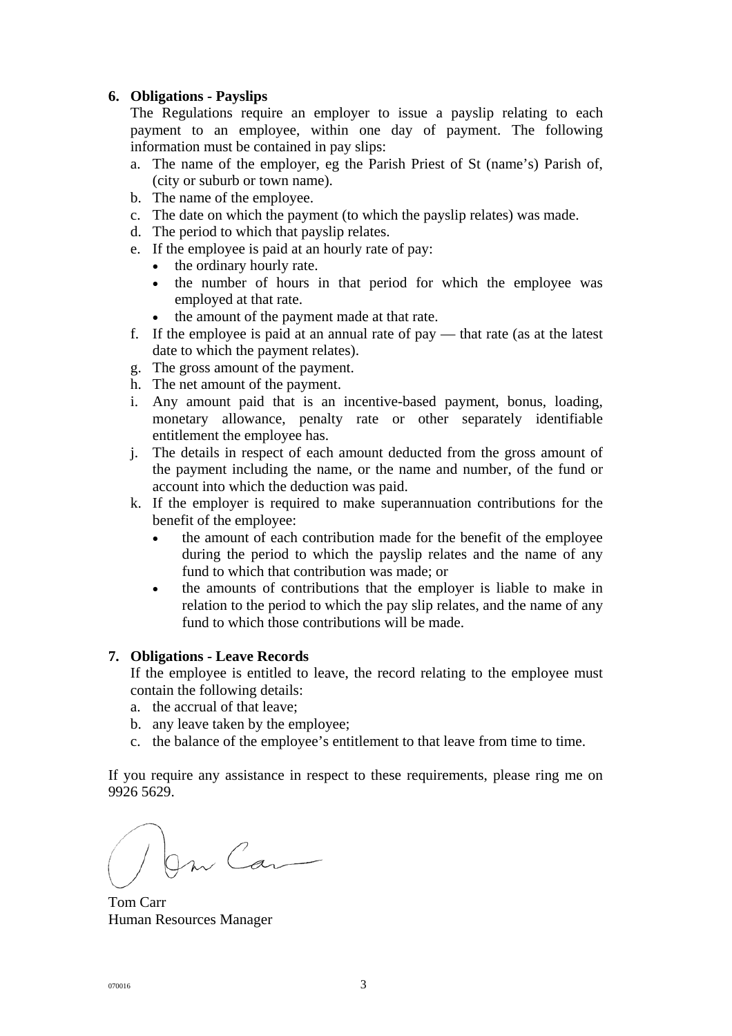**6. Obligations - Payslips**

The Regulations require an employer to issue a payslip relating to each payment to an employee, within one day of payment. The following information must be contained in pay slips:

a. The name of the employer, eg the Parish Priest of St (name's) Parish of, (city or suburb or town name).
b. The name of the employee.
c. The date on which the payment (to which the payslip relates) was made.
d. The period to which that payslip relates.
e. If the employee is paid at an hourly rate of pay:
   - the ordinary hourly rate.
   - the number of hours in that period for which the employee was employed at that rate.
   - the amount of the payment made at that rate.
f. If the employee is paid at an annual rate of pay — that rate (as at the latest date to which the payment relates).
g. The gross amount of the payment.
h. The net amount of the payment.
i. Any amount paid that is an incentive-based payment, bonus, loading, monetary allowance, penalty rate or other separately identifiable entitlement the employee has.
j. The details in respect of each amount deducted from the gross amount of the payment including the name, or the name and number, of the fund or account into which the deduction was paid.
k. If the employer is required to make superannuation contributions for the benefit of the employee:
   - the amount of each contribution made for the benefit of the employee during the period to which the payslip relates and the name of any fund to which that contribution was made; or
   - the amounts of contributions that the employer is liable to make in relation to the period to which the pay slip relates, and the name of any fund to which those contributions will be made.

**7. Obligations - Leave Records**

If the employee is entitled to leave, the record relating to the employee must contain the following details:

a. the accrual of that leave;
b. any leave taken by the employee;
c. the balance of the employee's entitlement to that leave from time to time.

If you require any assistance in respect to these requirements, please ring me on 9926 5629.

Tom Carr
Human Resources Manager

070016